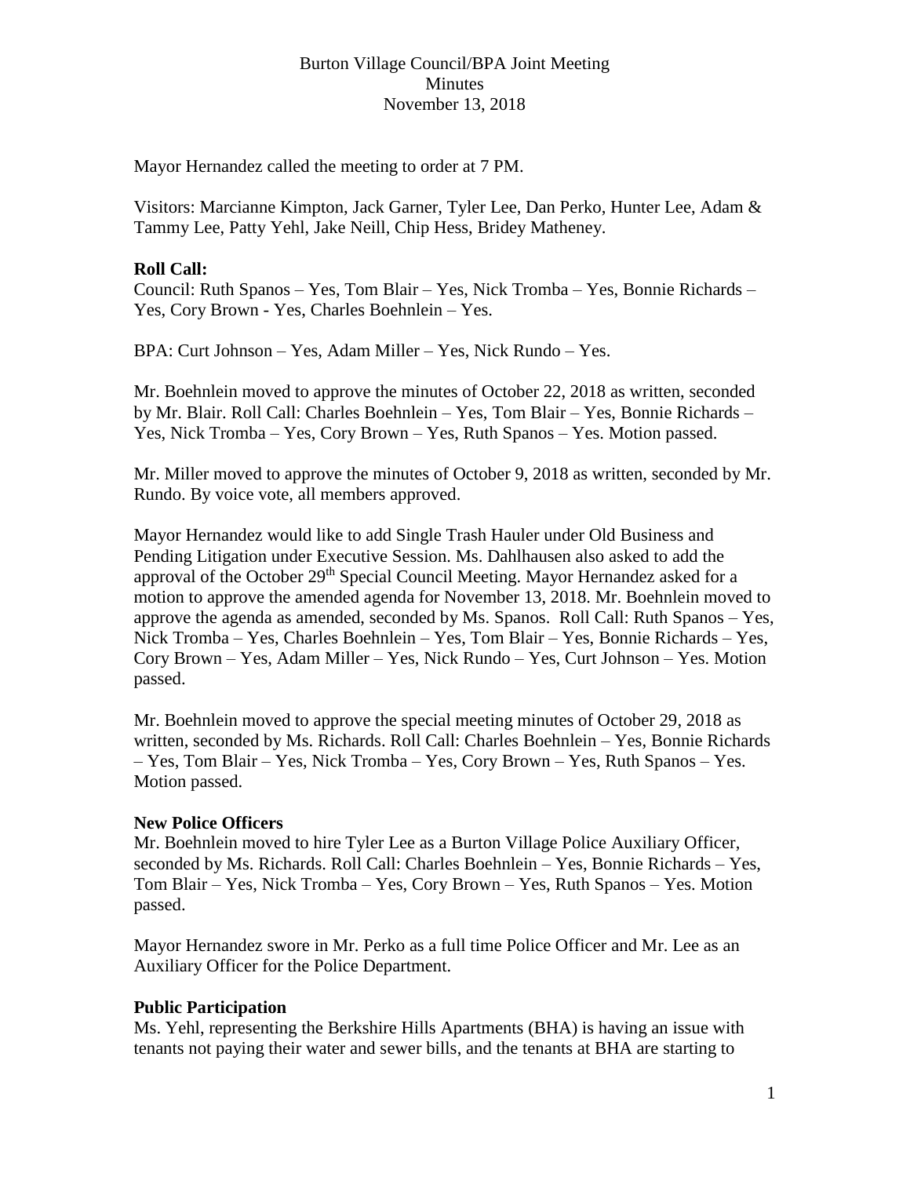# Burton Village Council/BPA Joint Meeting
## Minutes
### November 13, 2018

Mayor Hernandez called the meeting to order at 7 PM.

Visitors: Marcianne Kimpton, Jack Garner, Tyler Lee, Dan Perko, Hunter Lee, Adam & Tammy Lee, Patty Yehl, Jake Neill, Chip Hess, Bridey Matheney.

**Roll Call:**
Council: Ruth Spanos – Yes, Tom Blair – Yes, Nick Tromba – Yes, Bonnie Richards – Yes, Cory Brown - Yes, Charles Boehnlein – Yes.

BPA: Curt Johnson – Yes, Adam Miller – Yes, Nick Rundo – Yes.

Mr. Boehnlein moved to approve the minutes of October 22, 2018 as written, seconded by Mr. Blair. Roll Call: Charles Boehnlein – Yes, Tom Blair – Yes, Bonnie Richards – Yes, Nick Tromba – Yes, Cory Brown – Yes, Ruth Spanos – Yes. Motion passed.

Mr. Miller moved to approve the minutes of October 9, 2018 as written, seconded by Mr. Rundo. By voice vote, all members approved.

Mayor Hernandez would like to add Single Trash Hauler under Old Business and Pending Litigation under Executive Session. Ms. Dahlhausen also asked to add the approval of the October 29th Special Council Meeting. Mayor Hernandez asked for a motion to approve the amended agenda for November 13, 2018. Mr. Boehnlein moved to approve the agenda as amended, seconded by Ms. Spanos. Roll Call: Ruth Spanos – Yes, Nick Tromba – Yes, Charles Boehnlein – Yes, Tom Blair – Yes, Bonnie Richards – Yes, Cory Brown – Yes, Adam Miller – Yes, Nick Rundo – Yes, Curt Johnson – Yes. Motion passed.

Mr. Boehnlein moved to approve the special meeting minutes of October 29, 2018 as written, seconded by Ms. Richards. Roll Call: Charles Boehnlein – Yes, Bonnie Richards – Yes, Tom Blair – Yes, Nick Tromba – Yes, Cory Brown – Yes, Ruth Spanos – Yes. Motion passed.

**New Police Officers**
Mr. Boehnlein moved to hire Tyler Lee as a Burton Village Police Auxiliary Officer, seconded by Ms. Richards. Roll Call: Charles Boehnlein – Yes, Bonnie Richards – Yes, Tom Blair – Yes, Nick Tromba – Yes, Cory Brown – Yes, Ruth Spanos – Yes. Motion passed.

Mayor Hernandez swore in Mr. Perko as a full time Police Officer and Mr. Lee as an Auxiliary Officer for the Police Department.

**Public Participation**
Ms. Yehl, representing the Berkshire Hills Apartments (BHA) is having an issue with tenants not paying their water and sewer bills, and the tenants at BHA are starting to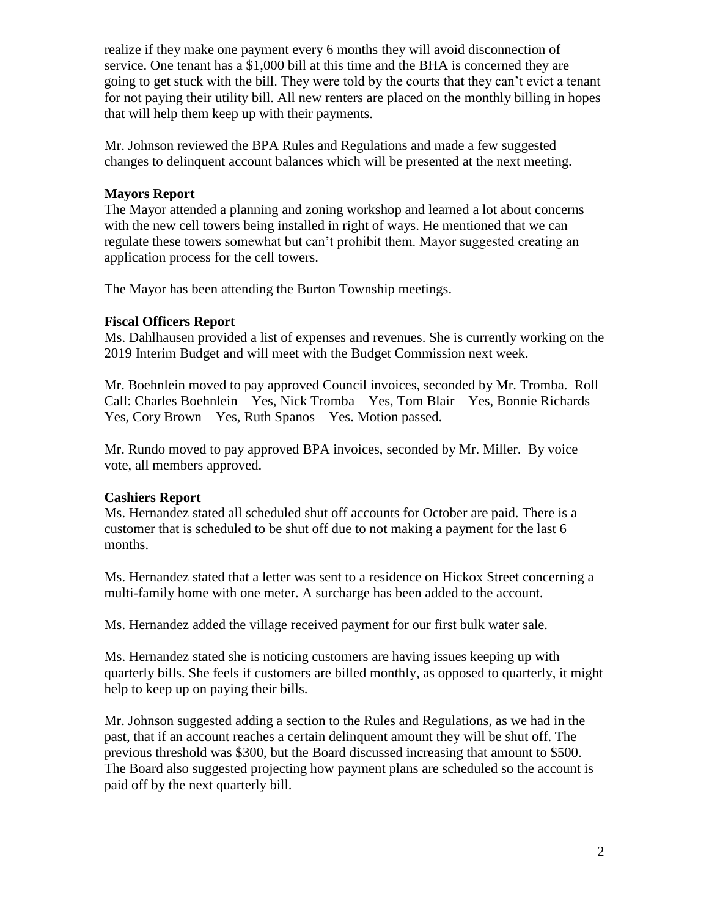realize if they make one payment every 6 months they will avoid disconnection of service. One tenant has a $1,000 bill at this time and the BHA is concerned they are going to get stuck with the bill. They were told by the courts that they can't evict a tenant for not paying their utility bill. All new renters are placed on the monthly billing in hopes that will help them keep up with their payments.

Mr. Johnson reviewed the BPA Rules and Regulations and made a few suggested changes to delinquent account balances which will be presented at the next meeting.

**Mayors Report**

The Mayor attended a planning and zoning workshop and learned a lot about concerns with the new cell towers being installed in right of ways. He mentioned that we can regulate these towers somewhat but can't prohibit them. Mayor suggested creating an application process for the cell towers.

The Mayor has been attending the Burton Township meetings.

**Fiscal Officers Report**

Ms. Dahlhausen provided a list of expenses and revenues. She is currently working on the 2019 Interim Budget and will meet with the Budget Commission next week.

Mr. Boehnlein moved to pay approved Council invoices, seconded by Mr. Tromba. Roll Call: Charles Boehnlein – Yes, Nick Tromba – Yes, Tom Blair – Yes, Bonnie Richards – Yes, Cory Brown – Yes, Ruth Spanos – Yes. Motion passed.

Mr. Rundo moved to pay approved BPA invoices, seconded by Mr. Miller. By voice vote, all members approved.

**Cashiers Report**

Ms. Hernandez stated all scheduled shut off accounts for October are paid. There is a customer that is scheduled to be shut off due to not making a payment for the last 6 months.

Ms. Hernandez stated that a letter was sent to a residence on Hickox Street concerning a multi-family home with one meter. A surcharge has been added to the account.

Ms. Hernandez added the village received payment for our first bulk water sale.

Ms. Hernandez stated she is noticing customers are having issues keeping up with quarterly bills. She feels if customers are billed monthly, as opposed to quarterly, it might help to keep up on paying their bills.

Mr. Johnson suggested adding a section to the Rules and Regulations, as we had in the past, that if an account reaches a certain delinquent amount they will be shut off. The previous threshold was $300, but the Board discussed increasing that amount to $500. The Board also suggested projecting how payment plans are scheduled so the account is paid off by the next quarterly bill.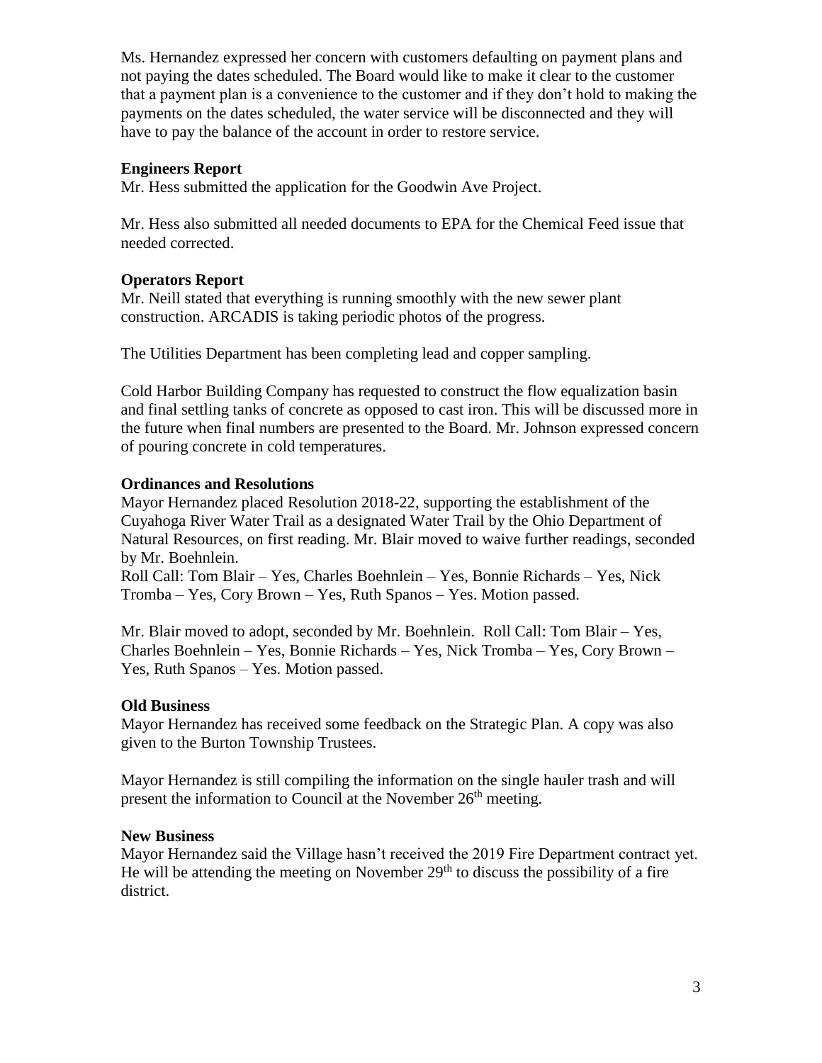Ms. Hernandez expressed her concern with customers defaulting on payment plans and not paying the dates scheduled. The Board would like to make it clear to the customer that a payment plan is a convenience to the customer and if they don't hold to making the payments on the dates scheduled, the water service will be disconnected and they will have to pay the balance of the account in order to restore service.

**Engineers Report**

Mr. Hess submitted the application for the Goodwin Ave Project.

Mr. Hess also submitted all needed documents to EPA for the Chemical Feed issue that needed corrected.

**Operators Report**

Mr. Neill stated that everything is running smoothly with the new sewer plant construction. ARCADIS is taking periodic photos of the progress.

The Utilities Department has been completing lead and copper sampling.

Cold Harbor Building Company has requested to construct the flow equalization basin and final settling tanks of concrete as opposed to cast iron. This will be discussed more in the future when final numbers are presented to the Board. Mr. Johnson expressed concern of pouring concrete in cold temperatures.

**Ordinances and Resolutions**

Mayor Hernandez placed Resolution 2018-22, supporting the establishment of the Cuyahoga River Water Trail as a designated Water Trail by the Ohio Department of Natural Resources, on first reading. Mr. Blair moved to waive further readings, seconded by Mr. Boehnlein.
Roll Call: Tom Blair – Yes, Charles Boehnlein – Yes, Bonnie Richards – Yes, Nick Tromba – Yes, Cory Brown – Yes, Ruth Spanos – Yes. Motion passed.

Mr. Blair moved to adopt, seconded by Mr. Boehnlein. Roll Call: Tom Blair – Yes, Charles Boehnlein – Yes, Bonnie Richards – Yes, Nick Tromba – Yes, Cory Brown – Yes, Ruth Spanos – Yes. Motion passed.

**Old Business**

Mayor Hernandez has received some feedback on the Strategic Plan. A copy was also given to the Burton Township Trustees.

Mayor Hernandez is still compiling the information on the single hauler trash and will present the information to Council at the November 26th meeting.

**New Business**

Mayor Hernandez said the Village hasn't received the 2019 Fire Department contract yet. He will be attending the meeting on November 29th to discuss the possibility of a fire district.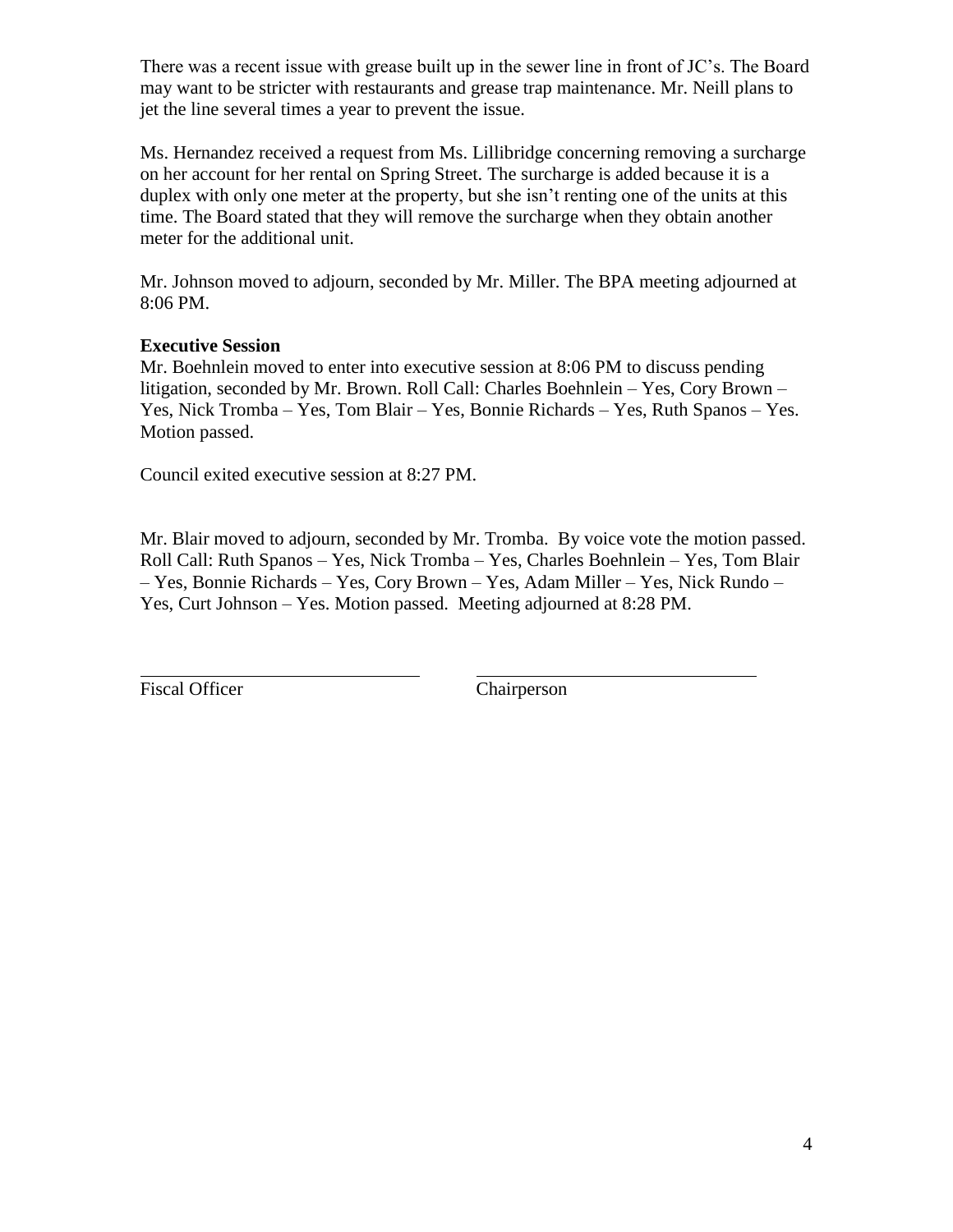There was a recent issue with grease built up in the sewer line in front of JC's. The Board may want to be stricter with restaurants and grease trap maintenance. Mr. Neill plans to jet the line several times a year to prevent the issue.

Ms. Hernandez received a request from Ms. Lillibridge concerning removing a surcharge on her account for her rental on Spring Street. The surcharge is added because it is a duplex with only one meter at the property, but she isn't renting one of the units at this time. The Board stated that they will remove the surcharge when they obtain another meter for the additional unit.

Mr. Johnson moved to adjourn, seconded by Mr. Miller. The BPA meeting adjourned at 8:06 PM.

**Executive Session**

Mr. Boehnlein moved to enter into executive session at 8:06 PM to discuss pending litigation, seconded by Mr. Brown. Roll Call: Charles Boehnlein – Yes, Cory Brown – Yes, Nick Tromba – Yes, Tom Blair – Yes, Bonnie Richards – Yes, Ruth Spanos – Yes. Motion passed.

Council exited executive session at 8:27 PM.

Mr. Blair moved to adjourn, seconded by Mr. Tromba. By voice vote the motion passed. Roll Call: Ruth Spanos – Yes, Nick Tromba – Yes, Charles Boehnlein – Yes, Tom Blair – Yes, Bonnie Richards – Yes, Cory Brown – Yes, Adam Miller – Yes, Nick Rundo – Yes, Curt Johnson – Yes. Motion passed. Meeting adjourned at 8:28 PM.

\_\_\_\_\_\_\_\_\_\_\_\_\_\_\_\_\_\_\_\_\_\_\_\_\_\_\_\_\_\_ \_\_\_\_\_\_\_\_\_\_\_\_\_\_\_\_\_\_\_\_\_\_\_\_\_\_\_\_\_\_

Fiscal Officer Chairperson